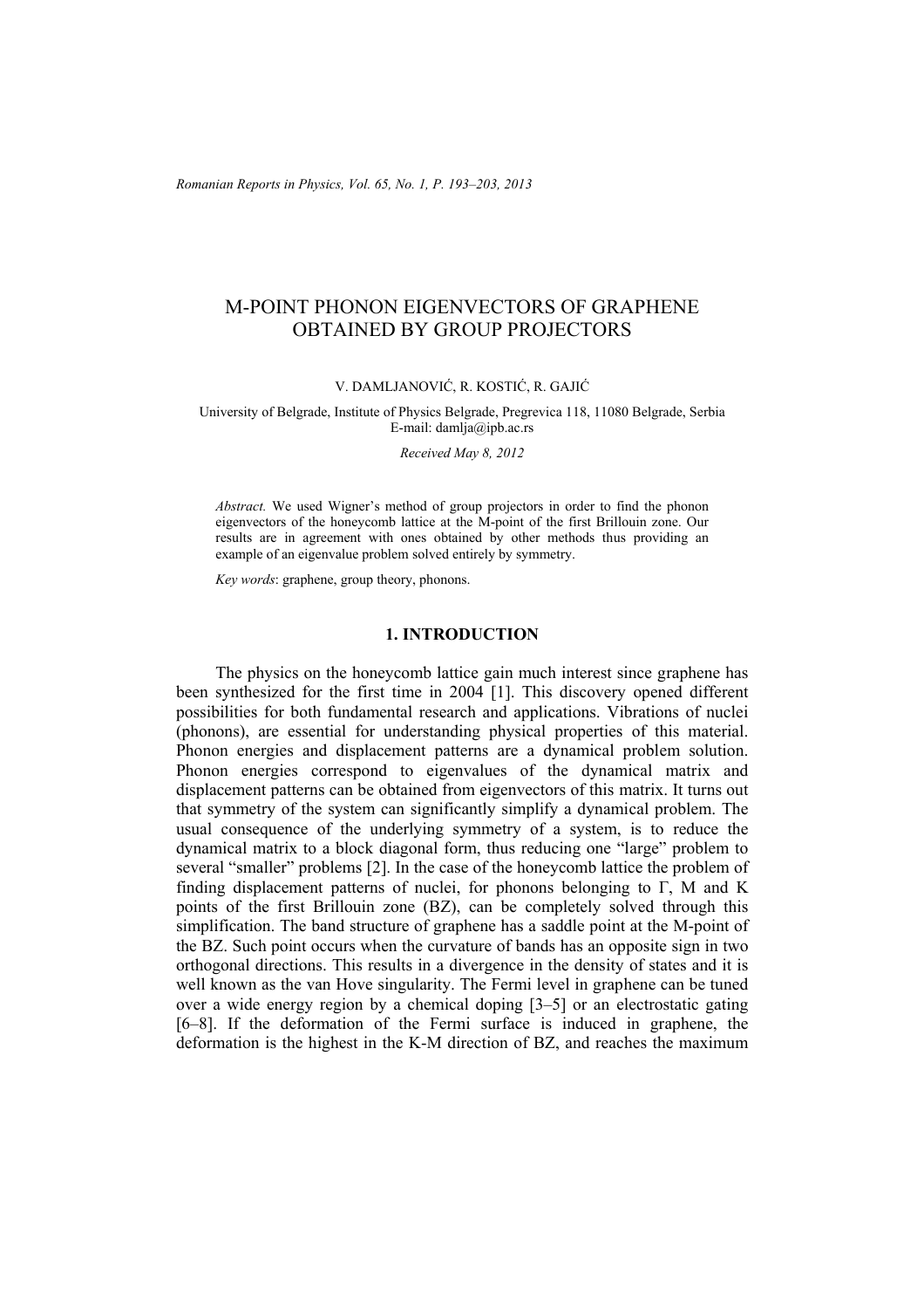# M-POINT PHONON EIGENVECTORS OF GRAPHENE OBTAINED BY GROUP PROJECTORS

V. DAMLJANOVIĆ, R. KOSTIĆ, R. GAJIĆ

University of Belgrade, Institute of Physics Belgrade, Pregrevica 118, 11080 Belgrade, Serbia
E-mail: damlja@ipb.ac.rs

*Received May 8, 2012*

*Abstract.* We used Wigner's method of group projectors in order to find the phonon eigenvectors of the honeycomb lattice at the M-point of the first Brillouin zone. Our results are in agreement with ones obtained by other methods thus providing an example of an eigenvalue problem solved entirely by symmetry.

*Key words*: graphene, group theory, phonons.

## 1. INTRODUCTION

The physics on the honeycomb lattice gain much interest since graphene has been synthesized for the first time in 2004 [1]. This discovery opened different possibilities for both fundamental research and applications. Vibrations of nuclei (phonons), are essential for understanding physical properties of this material. Phonon energies and displacement patterns are a dynamical problem solution. Phonon energies correspond to eigenvalues of the dynamical matrix and displacement patterns can be obtained from eigenvectors of this matrix. It turns out that symmetry of the system can significantly simplify a dynamical problem. The usual consequence of the underlying symmetry of a system, is to reduce the dynamical matrix to a block diagonal form, thus reducing one "large" problem to several "smaller" problems [2]. In the case of the honeycomb lattice the problem of finding displacement patterns of nuclei, for phonons belonging to Γ, M and K points of the first Brillouin zone (BZ), can be completely solved through this simplification. The band structure of graphene has a saddle point at the M-point of the BZ. Such point occurs when the curvature of bands has an opposite sign in two orthogonal directions. This results in a divergence in the density of states and it is well known as the van Hove singularity. The Fermi level in graphene can be tuned over a wide energy region by a chemical doping [3–5] or an electrostatic gating [6–8]. If the deformation of the Fermi surface is induced in graphene, the deformation is the highest in the K-M direction of BZ, and reaches the maximum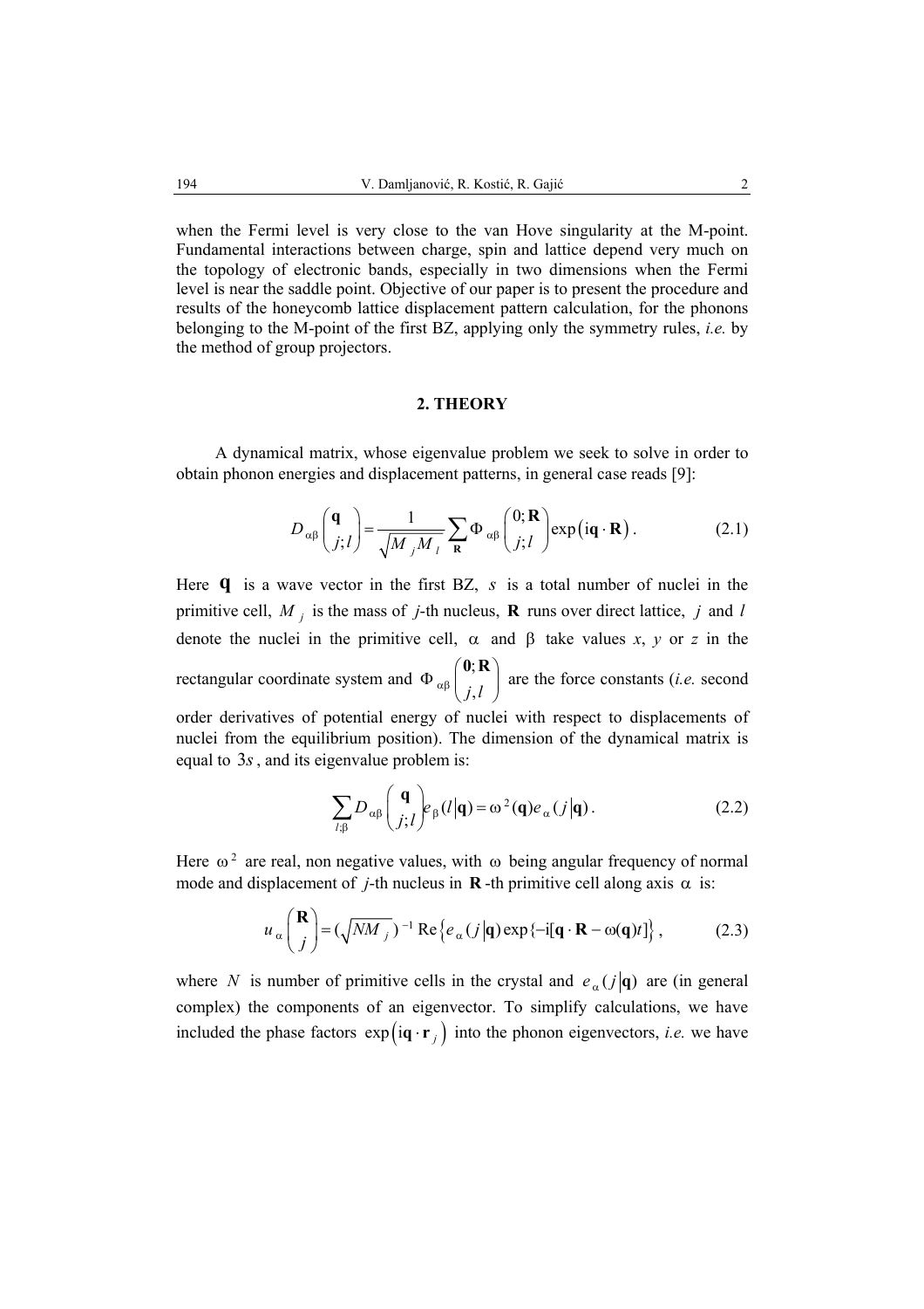when the Fermi level is very close to the van Hove singularity at the M-point. Fundamental interactions between charge, spin and lattice depend very much on the topology of electronic bands, especially in two dimensions when the Fermi level is near the saddle point. Objective of our paper is to present the procedure and results of the honeycomb lattice displacement pattern calculation, for the phonons belonging to the M-point of the first BZ, applying only the symmetry rules, *i.e.* by the method of group projectors.

## 2. THEORY

A dynamical matrix, whose eigenvalue problem we seek to solve in order to obtain phonon energies and displacement patterns, in general case reads [9]:

$$D_{\alpha\beta}\begin{pmatrix}\mathbf{q}\\ j;l\end{pmatrix} = \frac{1}{\sqrt{M_j M_l}}\sum_{\mathbf{R}} \Phi_{\alpha\beta}\begin{pmatrix}0;\mathbf{R}\\ j;l\end{pmatrix}\exp\left(\mathrm{i}\mathbf{q}\cdot\mathbf{R}\right). \tag{2.1}$$

Here $\mathbf{q}$ is a wave vector in the first BZ, $s$ is a total number of nuclei in the primitive cell, $M_j$ is the mass of $j$-th nucleus, $\mathbf{R}$ runs over direct lattice, $j$ and $l$ denote the nuclei in the primitive cell, $\alpha$ and $\beta$ take values $x$, $y$ or $z$ in the rectangular coordinate system and $\Phi_{\alpha\beta}\begin{pmatrix}\mathbf{0};\mathbf{R}\\ j,l\end{pmatrix}$ are the force constants (*i.e.* second order derivatives of potential energy of nuclei with respect to displacements of nuclei from the equilibrium position). The dimension of the dynamical matrix is equal to $3s$, and its eigenvalue problem is:

$$\sum_{l;\beta} D_{\alpha\beta}\begin{pmatrix}\mathbf{q}\\ j;l\end{pmatrix} e_{\beta}(l|\mathbf{q}) = \omega^2(\mathbf{q}) e_{\alpha}(j|\mathbf{q}). \tag{2.2}$$

Here $\omega^2$ are real, non negative values, with $\omega$ being angular frequency of normal mode and displacement of $j$-th nucleus in $\mathbf{R}$-th primitive cell along axis $\alpha$ is:

$$u_{\alpha}\begin{pmatrix}\mathbf{R}\\ j\end{pmatrix} = (\sqrt{NM_j})^{-1}\,\mathrm{Re}\left\{e_{\alpha}(j|\mathbf{q})\exp\{-\mathrm{i}[\mathbf{q}\cdot\mathbf{R}-\omega(\mathbf{q})t]\right\}, \tag{2.3}$$

where $N$ is number of primitive cells in the crystal and $e_{\alpha}(j|\mathbf{q})$ are (in general complex) the components of an eigenvector. To simplify calculations, we have included the phase factors $\exp\left(\mathrm{i}\mathbf{q}\cdot\mathbf{r}_j\right)$ into the phonon eigenvectors, *i.e.* we have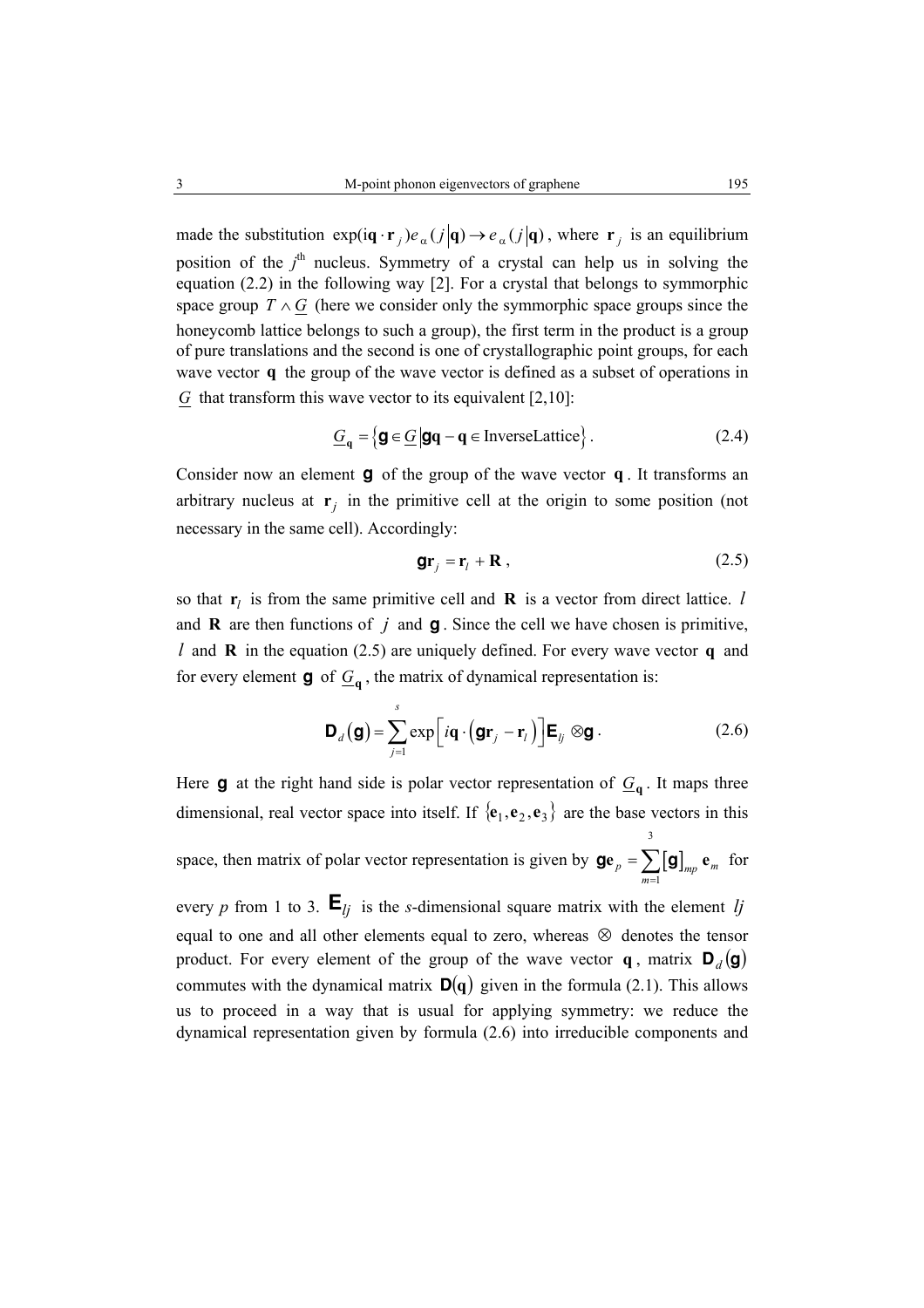made the substitution $\exp(\mathrm{i}\mathbf{q}\cdot\mathbf{r}_j)e_\alpha(j|\mathbf{q}) \to e_\alpha(j|\mathbf{q})$, where $\mathbf{r}_j$ is an equilibrium position of the $j^{\text{th}}$ nucleus. Symmetry of a crystal can help us in solving the equation (2.2) in the following way [2]. For a crystal that belongs to symmorphic space group $T \wedge \underline{G}$ (here we consider only the symmorphic space groups since the honeycomb lattice belongs to such a group), the first term in the product is a group of pure translations and the second is one of crystallographic point groups, for each wave vector $\mathbf{q}$ the group of the wave vector is defined as a subset of operations in $\underline{G}$ that transform this wave vector to its equivalent [2,10]:

$$\underline{G}_{\mathbf{q}} = \left\{ \mathbf{g} \in \underline{G} \,\middle|\, \mathbf{g}\mathbf{q} - \mathbf{q} \in \text{InverseLattice} \right\}. \tag{2.4}$$

Consider now an element $\mathbf{g}$ of the group of the wave vector $\mathbf{q}$. It transforms an arbitrary nucleus at $\mathbf{r}_j$ in the primitive cell at the origin to some position (not necessary in the same cell). Accordingly:

$$\mathbf{g}\mathbf{r}_j = \mathbf{r}_l + \mathbf{R}, \tag{2.5}$$

so that $\mathbf{r}_l$ is from the same primitive cell and $\mathbf{R}$ is a vector from direct lattice. $l$ and $\mathbf{R}$ are then functions of $j$ and $\mathbf{g}$. Since the cell we have chosen is primitive, $l$ and $\mathbf{R}$ in the equation (2.5) are uniquely defined. For every wave vector $\mathbf{q}$ and for every element $\mathbf{g}$ of $\underline{G}_{\mathbf{q}}$, the matrix of dynamical representation is:

$$\mathbf{D}_d(\mathbf{g}) = \sum_{j=1}^{s} \exp\left[ i\mathbf{q}\cdot\left(\mathbf{g}\mathbf{r}_j - \mathbf{r}_l\right)\right] \mathbf{E}_{lj} \otimes \mathbf{g}. \tag{2.6}$$

Here $\mathbf{g}$ at the right hand side is polar vector representation of $\underline{G}_{\mathbf{q}}$. It maps three dimensional, real vector space into itself. If $\{\mathbf{e}_1, \mathbf{e}_2, \mathbf{e}_3\}$ are the base vectors in this space, then matrix of polar vector representation is given by $\mathbf{g}\mathbf{e}_p = \sum_{m=1}^{3} [\mathbf{g}]_{mp}\, \mathbf{e}_m$ for every $p$ from 1 to 3. $\mathbf{E}_{lj}$ is the $s$-dimensional square matrix with the element $lj$ equal to one and all other elements equal to zero, whereas $\otimes$ denotes the tensor product. For every element of the group of the wave vector $\mathbf{q}$, matrix $\mathbf{D}_d(\mathbf{g})$ commutes with the dynamical matrix $\mathbf{D}(\mathbf{q})$ given in the formula (2.1). This allows us to proceed in a way that is usual for applying symmetry: we reduce the dynamical representation given by formula (2.6) into irreducible components and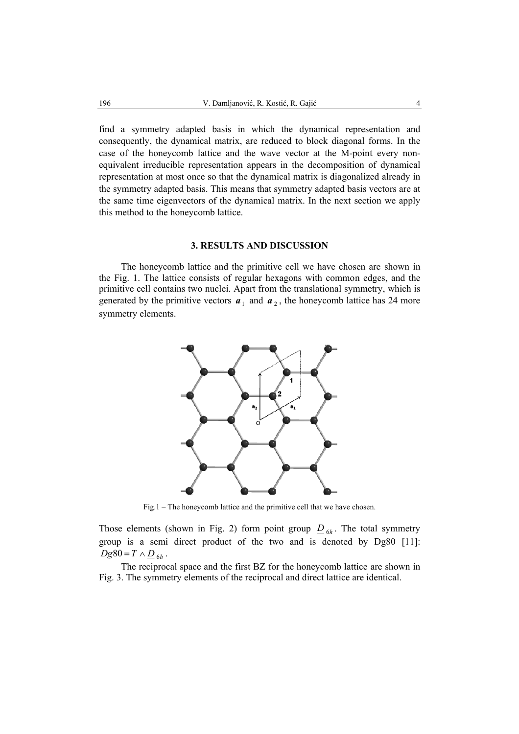find a symmetry adapted basis in which the dynamical representation and consequently, the dynamical matrix, are reduced to block diagonal forms. In the case of the honeycomb lattice and the wave vector at the M-point every non-equivalent irreducible representation appears in the decomposition of dynamical representation at most once so that the dynamical matrix is diagonalized already in the symmetry adapted basis. This means that symmetry adapted basis vectors are at the same time eigenvectors of the dynamical matrix. In the next section we apply this method to the honeycomb lattice.

## 3. RESULTS AND DISCUSSION

The honeycomb lattice and the primitive cell we have chosen are shown in the Fig. 1. The lattice consists of regular hexagons with common edges, and the primitive cell contains two nuclei. Apart from the translational symmetry, which is generated by the primitive vectors $\boldsymbol{a}_1$ and $\boldsymbol{a}_2$, the honeycomb lattice has 24 more symmetry elements.

Fig.1 – The honeycomb lattice and the primitive cell that we have chosen.

Those elements (shown in Fig. 2) form point group $\underline{D}_{6h}$. The total symmetry group is a semi direct product of the two and is denoted by Dg80 [11]: $Dg80 = T \wedge \underline{D}_{6h}$.

The reciprocal space and the first BZ for the honeycomb lattice are shown in Fig. 3. The symmetry elements of the reciprocal and direct lattice are identical.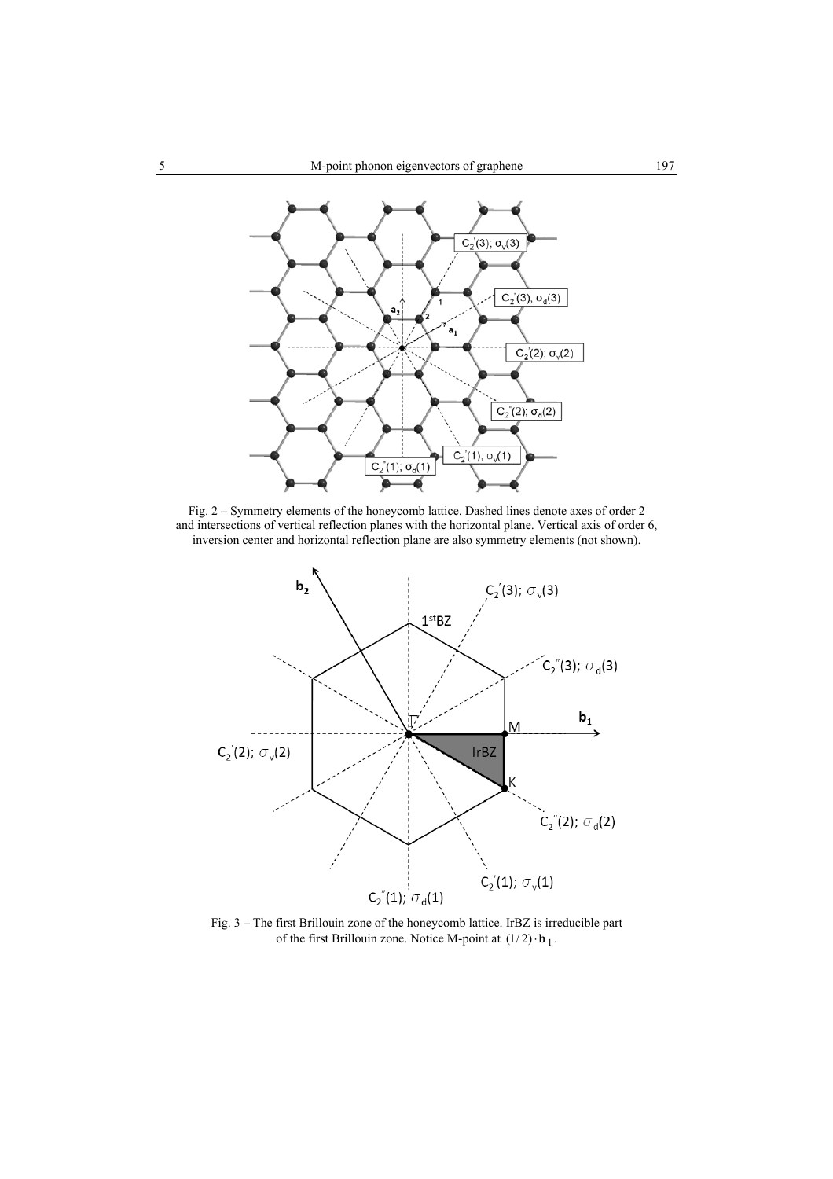Fig. 2 – Symmetry elements of the honeycomb lattice. Dashed lines denote axes of order 2 and intersections of vertical reflection planes with the horizontal plane. Vertical axis of order 6, inversion center and horizontal reflection plane are also symmetry elements (not shown).

Fig. 3 – The first Brillouin zone of the honeycomb lattice. IrBZ is irreducible part of the first Brillouin zone. Notice M-point at $(1/2)\cdot\mathbf{b}_1$.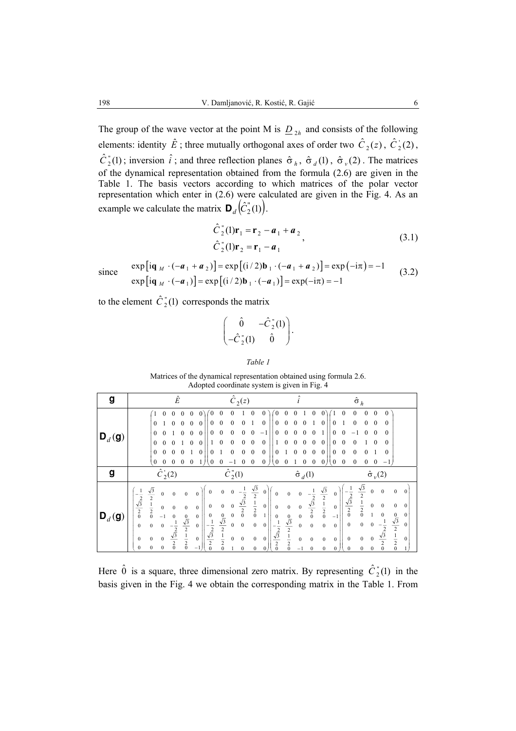The group of the wave vector at the point M is $\underline{D}_{2h}$ and consists of the following elements: identity $\hat{E}$ ; three mutually orthogonal axes of order two $\hat{C}_2(z)$, $\hat{C}_2^{'}(2)$, $\hat{C}_2^{"}(1)$; inversion $\hat{i}$ ; and three reflection planes $\hat{\sigma}_h$, $\hat{\sigma}_d(1)$, $\hat{\sigma}_v(2)$. The matrices of the dynamical representation obtained from the formula (2.6) are given in the Table 1. The basis vectors according to which matrices of the polar vector representation which enter in (2.6) were calculated are given in the Fig. 4. As an example we calculate the matrix $\mathbf{D}_d\left(\hat{C}_2^{"}(1)\right)$.

$$
\begin{aligned}
\hat{C}_2^{"}(1)\mathbf{r}_1 &= \mathbf{r}_2 - \boldsymbol{a}_1 + \boldsymbol{a}_2 \\
\hat{C}_2^{"}(1)\mathbf{r}_2 &= \mathbf{r}_1 - \boldsymbol{a}_1
\end{aligned}, \tag{3.1}
$$

since
$$
\begin{aligned}
\exp\left[\mathrm{i}\mathbf{q}_M \cdot (-\boldsymbol{a}_1 + \boldsymbol{a}_2)\right] &= \exp\left[(\mathrm{i}/2)\mathbf{b}_1 \cdot (-\boldsymbol{a}_1 + \boldsymbol{a}_2)\right] = \exp\left(-\mathrm{i}\pi\right) = -1 \\
\exp\left[\mathrm{i}\mathbf{q}_M \cdot (-\boldsymbol{a}_1)\right] &= \exp\left[(\mathrm{i}/2)\mathbf{b}_1 \cdot (-\boldsymbol{a}_1)\right] = \exp(-\mathrm{i}\pi) = -1
\end{aligned} \tag{3.2}
$$

to the element $\hat{C}_2^{"}(1)$ corresponds the matrix

$$
\begin{pmatrix} \hat{0} & -\hat{C}_2^{"}(1) \\ -\hat{C}_2^{"}(1) & \hat{0} \end{pmatrix}.
$$

*Table 1*

Matrices of the dynamical representation obtained using formula 2.6. Adopted coordinate system is given in Fig. 4

| $\mathbf{g}$ | $\hat{E}$ | $\hat{C}_2(z)$ | $\hat{i}$ | $\hat{\sigma}_h$ |
|---|---|---|---|---|
| $\mathbf{D}_d(\mathbf{g})$ | $\begin{pmatrix} 1&0&0&0&0&0\\0&1&0&0&0&0\\0&0&1&0&0&0\\0&0&0&1&0&0\\0&0&0&0&1&0\\0&0&0&0&0&1 \end{pmatrix}$ | $\begin{pmatrix} 0&0&0&1&0&0\\0&0&0&0&1&0\\0&0&0&0&0&-1\\1&0&0&0&0&0\\0&1&0&0&0&0\\0&0&-1&0&0&0 \end{pmatrix}$ | $\begin{pmatrix} 0&0&0&1&0&0\\0&0&0&0&1&0\\0&0&0&0&0&1\\1&0&0&0&0&0\\0&1&0&0&0&0\\0&0&1&0&0&0 \end{pmatrix}$ | $\begin{pmatrix} 1&0&0&0&0&0\\0&1&0&0&0&0\\0&0&-1&0&0&0\\0&0&0&1&0&0\\0&0&0&0&1&0\\0&0&0&0&0&-1 \end{pmatrix}$ |
| $\mathbf{g}$ | $\hat{C}_2^{'}(2)$ | $\hat{C}_2^{"}(1)$ | $\hat{\sigma}_d(1)$ | $\hat{\sigma}_v(2)$ |
| $\mathbf{D}_d(\mathbf{g})$ | $\begin{pmatrix} -\frac{1}{2}&\frac{\sqrt{3}}{2}&0&0&0&0\\\frac{\sqrt{3}}{2}&\frac{1}{2}&0&0&0&0\\0&0&-1&0&0&0\\0&0&0&-\frac{1}{2}&\frac{\sqrt{3}}{2}&0\\0&0&0&\frac{\sqrt{3}}{2}&\frac{1}{2}&0\\0&0&0&0&0&-1 \end{pmatrix}$ | $\begin{pmatrix} 0&0&0&-\frac{1}{2}&\frac{\sqrt{3}}{2}&0\\0&0&0&\frac{\sqrt{3}}{2}&\frac{1}{2}&0\\0&0&0&0&0&1\\-\frac{1}{2}&\frac{\sqrt{3}}{2}&0&0&0&0\\\frac{\sqrt{3}}{2}&\frac{1}{2}&0&0&0&0\\0&0&1&0&0&0 \end{pmatrix}$ | $\begin{pmatrix} 0&0&0&-\frac{1}{2}&\frac{\sqrt{3}}{2}&0\\0&0&0&\frac{\sqrt{3}}{2}&\frac{1}{2}&0\\0&0&0&0&0&-1\\-\frac{1}{2}&\frac{\sqrt{3}}{2}&0&0&0&0\\\frac{\sqrt{3}}{2}&\frac{1}{2}&0&0&0&0\\0&0&-1&0&0&0 \end{pmatrix}$ | $\begin{pmatrix} -\frac{1}{2}&\frac{\sqrt{3}}{2}&0&0&0&0\\\frac{\sqrt{3}}{2}&\frac{1}{2}&0&0&0&0\\0&0&1&0&0&0\\0&0&0&-\frac{1}{2}&\frac{\sqrt{3}}{2}&0\\0&0&0&\frac{\sqrt{3}}{2}&\frac{1}{2}&0\\0&0&0&0&0&1 \end{pmatrix}$ |

Here $\hat{0}$ is a square, three dimensional zero matrix. By representing $\hat{C}_2^{"}(1)$ in the basis given in the Fig. 4 we obtain the corresponding matrix in the Table 1. From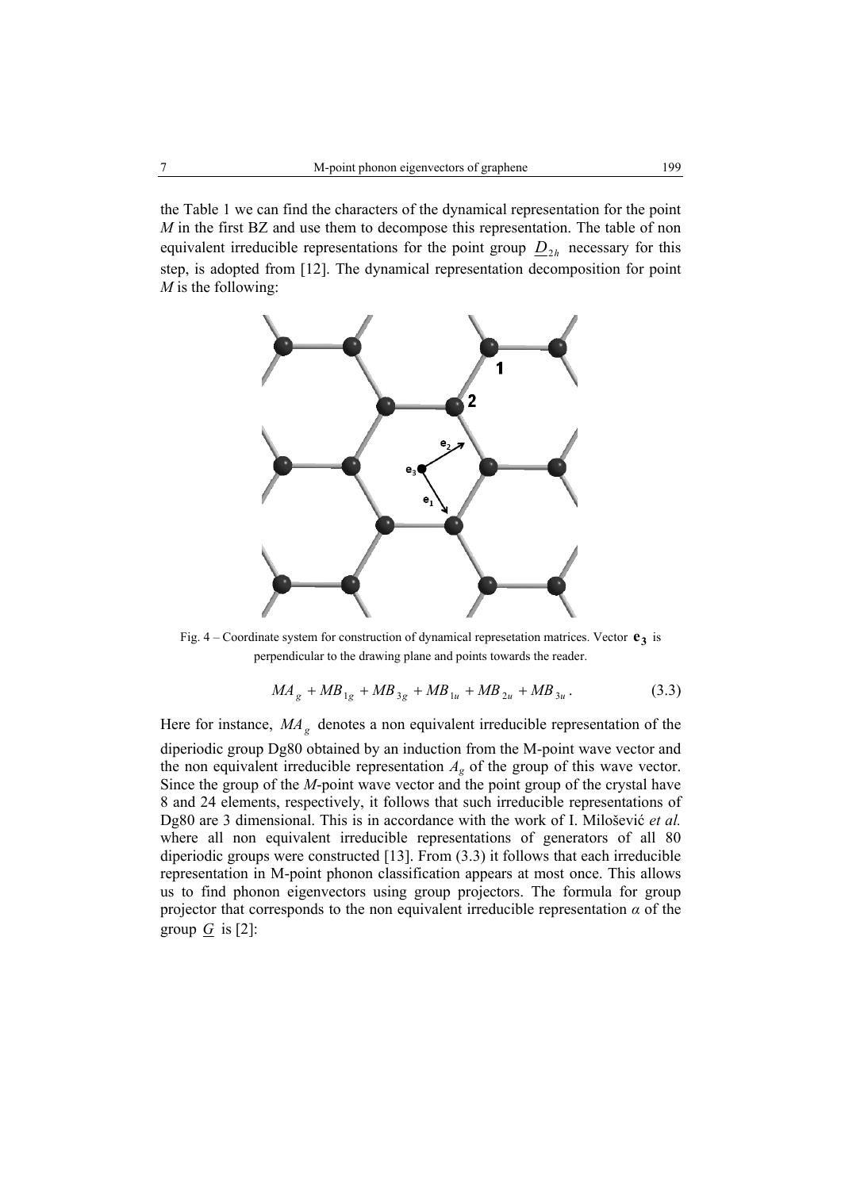the Table 1 we can find the characters of the dynamical representation for the point *M* in the first BZ and use them to decompose this representation. The table of non equivalent irreducible representations for the point group $\underline{D}_{2h}$ necessary for this step, is adopted from [12]. The dynamical representation decomposition for point *M* is the following:

Fig. 4 – Coordinate system for construction of dynamical represetation matrices. Vector $\mathbf{e_3}$ is perpendicular to the drawing plane and points towards the reader.

$$MA_g + MB_{1g} + MB_{3g} + MB_{1u} + MB_{2u} + MB_{3u}. \tag{3.3}$$

Here for instance, $MA_g$ denotes a non equivalent irreducible representation of the diperiodic group Dg80 obtained by an induction from the M-point wave vector and the non equivalent irreducible representation $A_g$ of the group of this wave vector. Since the group of the *M*-point wave vector and the point group of the crystal have 8 and 24 elements, respectively, it follows that such irreducible representations of Dg80 are 3 dimensional. This is in accordance with the work of I. Milošević *et al.* where all non equivalent irreducible representations of generators of all 80 diperiodic groups were constructed [13]. From (3.3) it follows that each irreducible representation in M-point phonon classification appears at most once. This allows us to find phonon eigenvectors using group projectors. The formula for group projector that corresponds to the non equivalent irreducible representation *α* of the group $\underline{G}$ is [2]: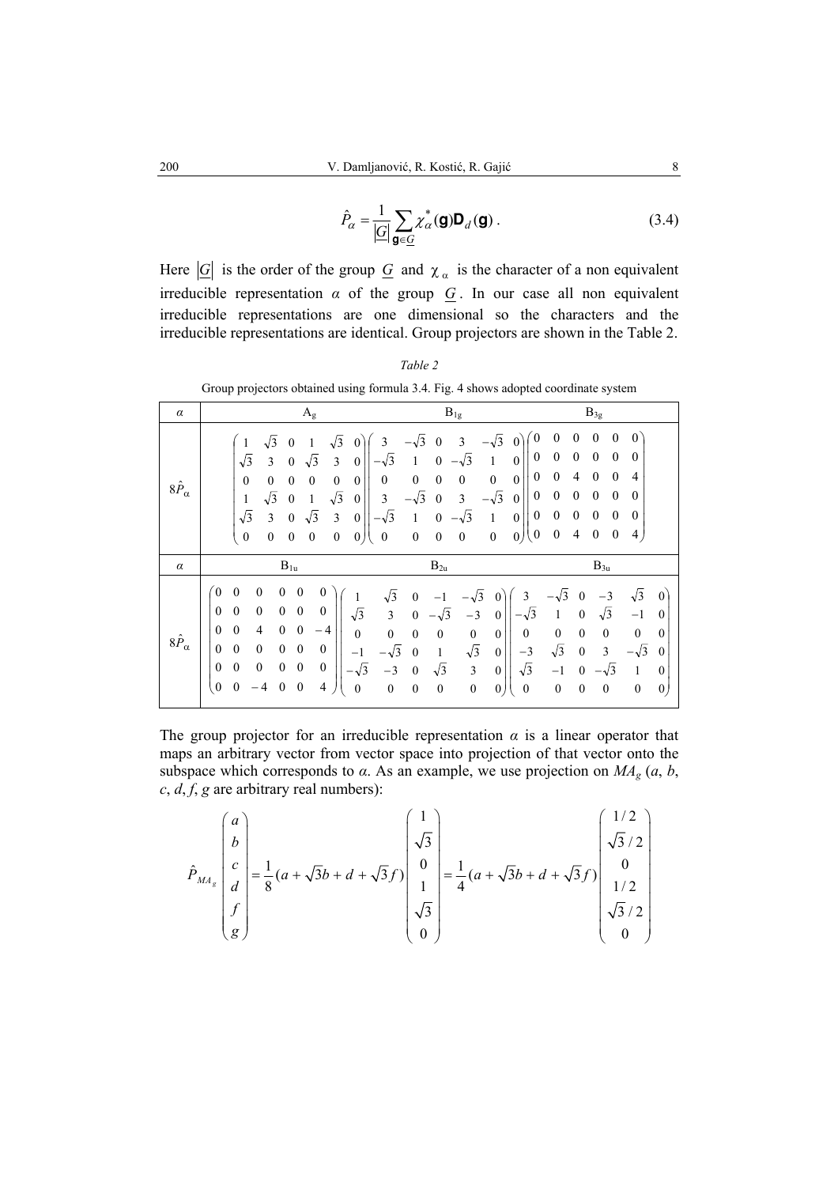$$\hat{P}_\alpha = \frac{1}{|G|}\sum_{\mathbf{g}\in \underline{G}} \chi_\alpha^*(\mathbf{g})\mathbf{D}_d(\mathbf{g}) . \tag{3.4}$$

Here $|G|$ is the order of the group $\underline{G}$ and $\chi_\alpha$ is the character of a non equivalent irreducible representation *α* of the group $\underline{G}$. In our case all non equivalent irreducible representations are one dimensional so the characters and the irreducible representations are identical. Group projectors are shown in the Table 2.

*Table 2*

Group projectors obtained using formula 3.4. Fig. 4 shows adopted coordinate system

| $\alpha$ | $A_g$ | $B_{1g}$ | $B_{3g}$ |
|---|---|---|---|
| $8\hat{P}_\alpha$ | $\begin{pmatrix} 1 & \sqrt{3} & 0 & 1 & \sqrt{3} & 0 \\ \sqrt{3} & 3 & 0 & \sqrt{3} & 3 & 0 \\ 0 & 0 & 0 & 0 & 0 & 0 \\ 1 & \sqrt{3} & 0 & 1 & \sqrt{3} & 0 \\ \sqrt{3} & 3 & 0 & \sqrt{3} & 3 & 0 \\ 0 & 0 & 0 & 0 & 0 & 0 \end{pmatrix}$ | $\begin{pmatrix} 3 & -\sqrt{3} & 0 & 3 & -\sqrt{3} & 0 \\ -\sqrt{3} & 1 & 0 & -\sqrt{3} & 1 & 0 \\ 0 & 0 & 0 & 0 & 0 & 0 \\ 3 & -\sqrt{3} & 0 & 3 & -\sqrt{3} & 0 \\ -\sqrt{3} & 1 & 0 & -\sqrt{3} & 1 & 0 \\ 0 & 0 & 0 & 0 & 0 & 0 \end{pmatrix}$ | $\begin{pmatrix} 0 & 0 & 0 & 0 & 0 & 0 \\ 0 & 0 & 0 & 0 & 0 & 0 \\ 0 & 0 & 4 & 0 & 0 & 4 \\ 0 & 0 & 0 & 0 & 0 & 0 \\ 0 & 0 & 0 & 0 & 0 & 0 \\ 0 & 0 & 4 & 0 & 0 & 4 \end{pmatrix}$ |
| $\alpha$ | $B_{1u}$ | $B_{2u}$ | $B_{3u}$ |
| $8\hat{P}_\alpha$ | $\begin{pmatrix} 0 & 0 & 0 & 0 & 0 & 0 \\ 0 & 0 & 0 & 0 & 0 & 0 \\ 0 & 0 & 4 & 0 & 0 & -4 \\ 0 & 0 & 0 & 0 & 0 & 0 \\ 0 & 0 & 0 & 0 & 0 & 0 \\ 0 & 0 & -4 & 0 & 0 & 4 \end{pmatrix}$ | $\begin{pmatrix} 1 & \sqrt{3} & 0 & -1 & -\sqrt{3} & 0 \\ \sqrt{3} & 3 & 0 & -\sqrt{3} & -3 & 0 \\ 0 & 0 & 0 & 0 & 0 & 0 \\ -1 & -\sqrt{3} & 0 & 1 & \sqrt{3} & 0 \\ -\sqrt{3} & -3 & 0 & \sqrt{3} & 3 & 0 \\ 0 & 0 & 0 & 0 & 0 & 0 \end{pmatrix}$ | $\begin{pmatrix} 3 & -\sqrt{3} & 0 & -3 & \sqrt{3} & 0 \\ -\sqrt{3} & 1 & 0 & \sqrt{3} & -1 & 0 \\ 0 & 0 & 0 & 0 & 0 & 0 \\ -3 & \sqrt{3} & 0 & 3 & -\sqrt{3} & 0 \\ \sqrt{3} & -1 & 0 & -\sqrt{3} & 1 & 0 \\ 0 & 0 & 0 & 0 & 0 & 0 \end{pmatrix}$ |

The group projector for an irreducible representation *α* is a linear operator that maps an arbitrary vector from vector space into projection of that vector onto the subspace which corresponds to *α*. As an example, we use projection on $MA_g$ (*a*, *b*, *c*, *d*, *f*, *g* are arbitrary real numbers):

$$\hat{P}_{MA_g}\begin{pmatrix} a \\ b \\ c \\ d \\ f \\ g \end{pmatrix} = \frac{1}{8}(a+\sqrt{3}b+d+\sqrt{3}f)\begin{pmatrix} 1 \\ \sqrt{3} \\ 0 \\ 1 \\ \sqrt{3} \\ 0 \end{pmatrix} = \frac{1}{4}(a+\sqrt{3}b+d+\sqrt{3}f)\begin{pmatrix} 1/2 \\ \sqrt{3}/2 \\ 0 \\ 1/2 \\ \sqrt{3}/2 \\ 0 \end{pmatrix}$$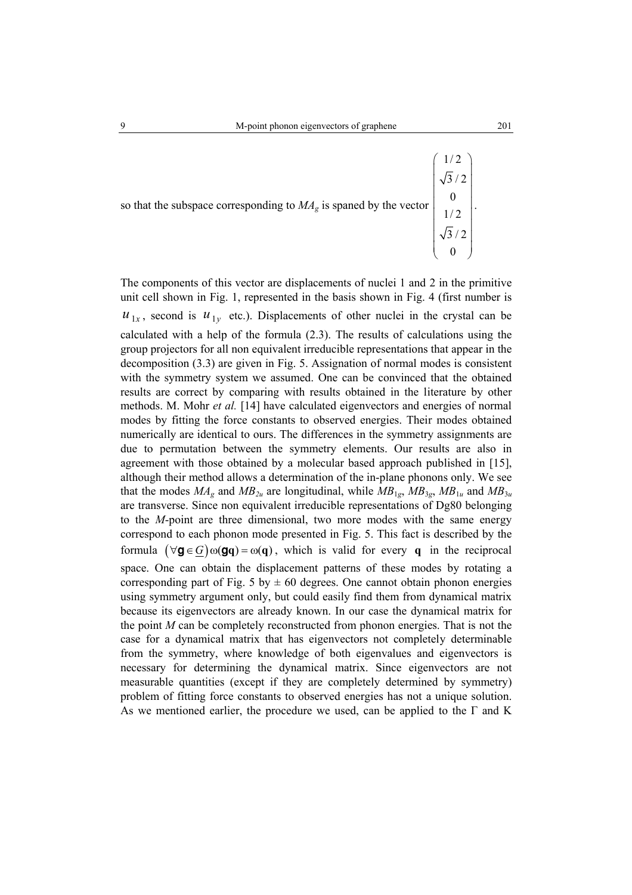so that the subspace corresponding to $MA_g$ is spaned by the vector $\begin{pmatrix} 1/2 \\ \sqrt{3}/2 \\ 0 \\ 1/2 \\ \sqrt{3}/2 \\ 0 \end{pmatrix}$.

The components of this vector are displacements of nuclei 1 and 2 in the primitive unit cell shown in Fig. 1, represented in the basis shown in Fig. 4 (first number is $u_{1x}$, second is $u_{1y}$ etc.). Displacements of other nuclei in the crystal can be calculated with a help of the formula (2.3). The results of calculations using the group projectors for all non equivalent irreducible representations that appear in the decomposition (3.3) are given in Fig. 5. Assignation of normal modes is consistent with the symmetry system we assumed. One can be convinced that the obtained results are correct by comparing with results obtained in the literature by other methods. M. Mohr *et al.* [14] have calculated eigenvectors and energies of normal modes by fitting the force constants to observed energies. Their modes obtained numerically are identical to ours. The differences in the symmetry assignments are due to permutation between the symmetry elements. Our results are also in agreement with those obtained by a molecular based approach published in [15], although their method allows a determination of the in-plane phonons only. We see that the modes $MA_g$ and $MB_{2u}$ are longitudinal, while $MB_{1g}$, $MB_{3g}$, $MB_{1u}$ and $MB_{3u}$ are transverse. Since non equivalent irreducible representations of Dg80 belonging to the *M*-point are three dimensional, two more modes with the same energy correspond to each phonon mode presented in Fig. 5. This fact is described by the formula $(\forall \mathbf{g} \in \underline{G})\, \omega(\mathbf{g}\mathbf{q}) = \omega(\mathbf{q})$, which is valid for every $\mathbf{q}$ in the reciprocal space. One can obtain the displacement patterns of these modes by rotating a corresponding part of Fig. 5 by ± 60 degrees. One cannot obtain phonon energies using symmetry argument only, but could easily find them from dynamical matrix because its eigenvectors are already known. In our case the dynamical matrix for the point *M* can be completely reconstructed from phonon energies. That is not the case for a dynamical matrix that has eigenvectors not completely determinable from the symmetry, where knowledge of both eigenvalues and eigenvectors is necessary for determining the dynamical matrix. Since eigenvectors are not measurable quantities (except if they are completely determined by symmetry) problem of fitting force constants to observed energies has not a unique solution. As we mentioned earlier, the procedure we used, can be applied to the Γ and K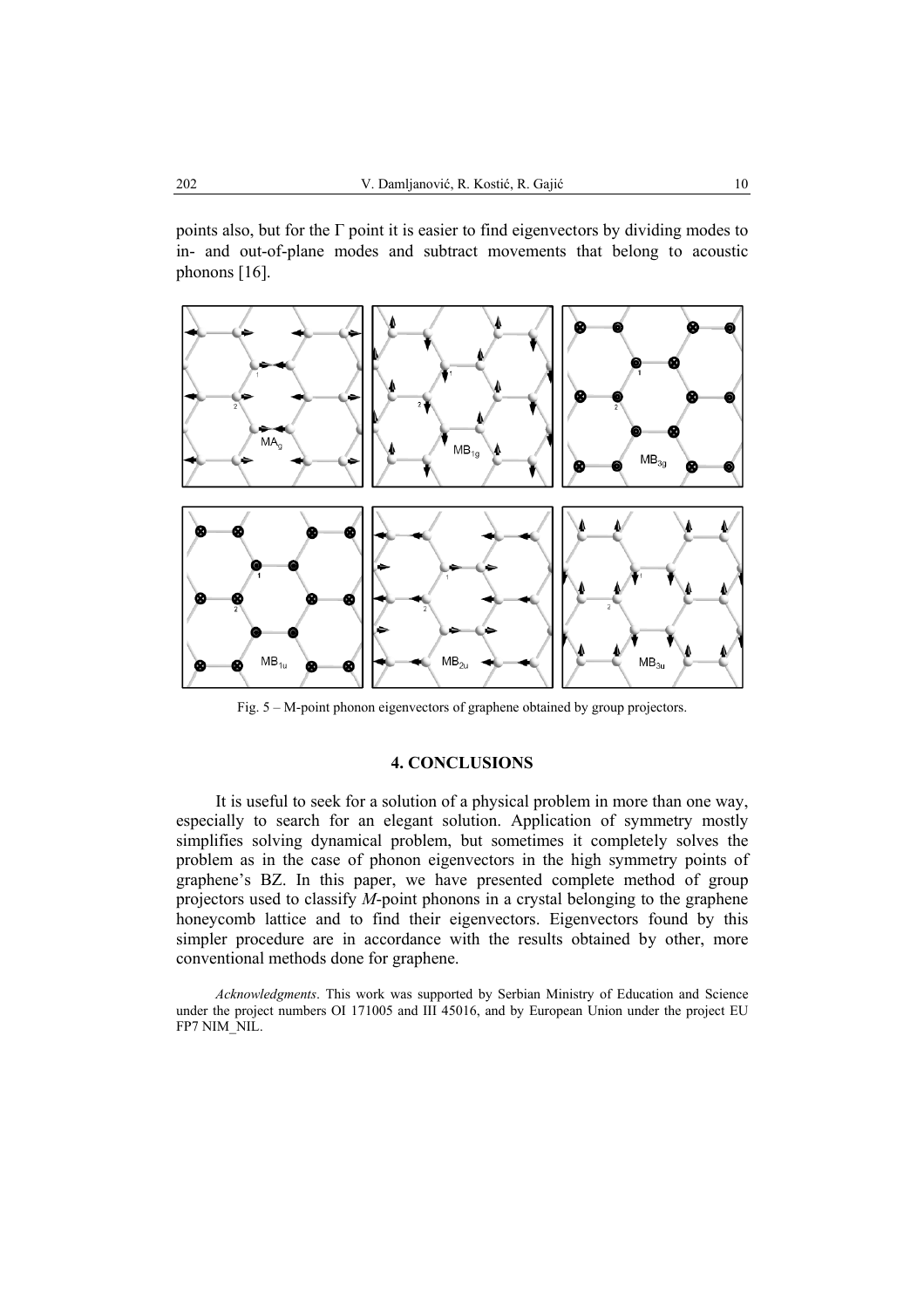points also, but for the Γ point it is easier to find eigenvectors by dividing modes to in- and out-of-plane modes and subtract movements that belong to acoustic phonons [16].

Fig. 5 – M-point phonon eigenvectors of graphene obtained by group projectors.

## 4. CONCLUSIONS

It is useful to seek for a solution of a physical problem in more than one way, especially to search for an elegant solution. Application of symmetry mostly simplifies solving dynamical problem, but sometimes it completely solves the problem as in the case of phonon eigenvectors in the high symmetry points of graphene's BZ. In this paper, we have presented complete method of group projectors used to classify *M*-point phonons in a crystal belonging to the graphene honeycomb lattice and to find their eigenvectors. Eigenvectors found by this simpler procedure are in accordance with the results obtained by other, more conventional methods done for graphene.

*Acknowledgments*. This work was supported by Serbian Ministry of Education and Science under the project numbers OI 171005 and III 45016, and by European Union under the project EU FP7 NIM_NIL.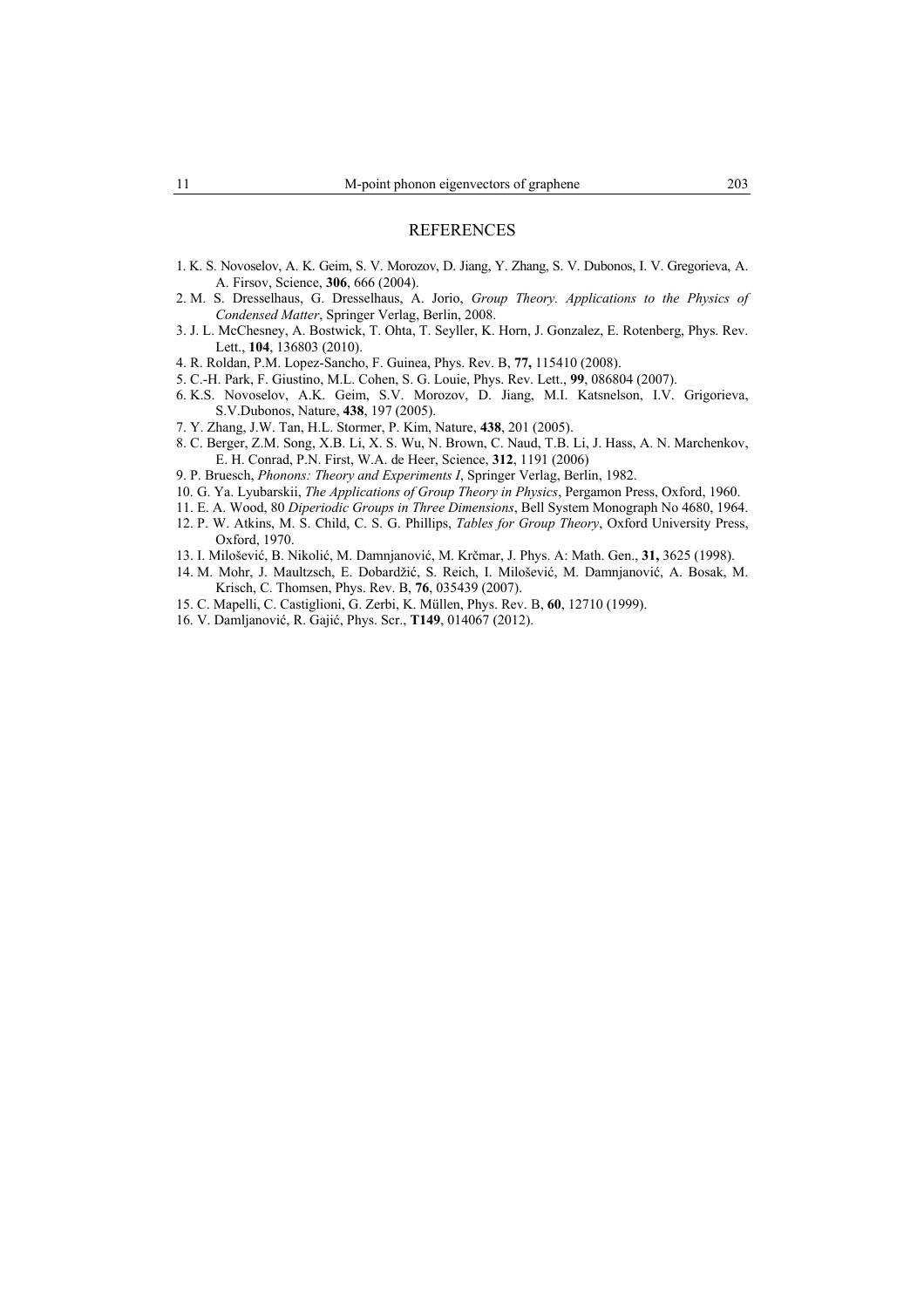## REFERENCES

1. K. S. Novoselov, A. K. Geim, S. V. Morozov, D. Jiang, Y. Zhang, S. V. Dubonos, I. V. Gregorieva, A. A. Firsov, Science, **306**, 666 (2004).
2. M. S. Dresselhaus, G. Dresselhaus, A. Jorio, *Group Theory. Applications to the Physics of Condensed Matter*, Springer Verlag, Berlin, 2008.
3. J. L. McChesney, A. Bostwick, T. Ohta, T. Seyller, K. Horn, J. Gonzalez, E. Rotenberg, Phys. Rev. Lett., **104**, 136803 (2010).
4. R. Roldan, P.M. Lopez-Sancho, F. Guinea, Phys. Rev. B, **77,** 115410 (2008).
5. C.-H. Park, F. Giustino, M.L. Cohen, S. G. Louie, Phys. Rev. Lett., **99**, 086804 (2007).
6. K.S. Novoselov, A.K. Geim, S.V. Morozov, D. Jiang, M.I. Katsnelson, I.V. Grigorieva, S.V.Dubonos, Nature, **438**, 197 (2005).
7. Y. Zhang, J.W. Tan, H.L. Stormer, P. Kim, Nature, **438**, 201 (2005).
8. C. Berger, Z.M. Song, X.B. Li, X. S. Wu, N. Brown, C. Naud, T.B. Li, J. Hass, A. N. Marchenkov, E. H. Conrad, P.N. First, W.A. de Heer, Science, **312**, 1191 (2006)
9. P. Bruesch, *Phonons: Theory and Experiments I*, Springer Verlag, Berlin, 1982.
10. G. Ya. Lyubarskii, *The Applications of Group Theory in Physics*, Pergamon Press, Oxford, 1960.
11. E. A. Wood, 80 *Diperiodic Groups in Three Dimensions*, Bell System Monograph No 4680, 1964.
12. P. W. Atkins, M. S. Child, C. S. G. Phillips, *Tables for Group Theory*, Oxford University Press, Oxford, 1970.
13. I. Milošević, B. Nikolić, M. Damnjanović, M. Krčmar, J. Phys. A: Math. Gen., **31,** 3625 (1998).
14. M. Mohr, J. Maultzsch, E. Dobardžić, S. Reich, I. Milošević, M. Damnjanović, A. Bosak, M. Krisch, C. Thomsen, Phys. Rev. B, **76**, 035439 (2007).
15. C. Mapelli, C. Castiglioni, G. Zerbi, K. Müllen, Phys. Rev. B, **60**, 12710 (1999).
16. V. Damljanović, R. Gajić, Phys. Scr., **T149**, 014067 (2012).